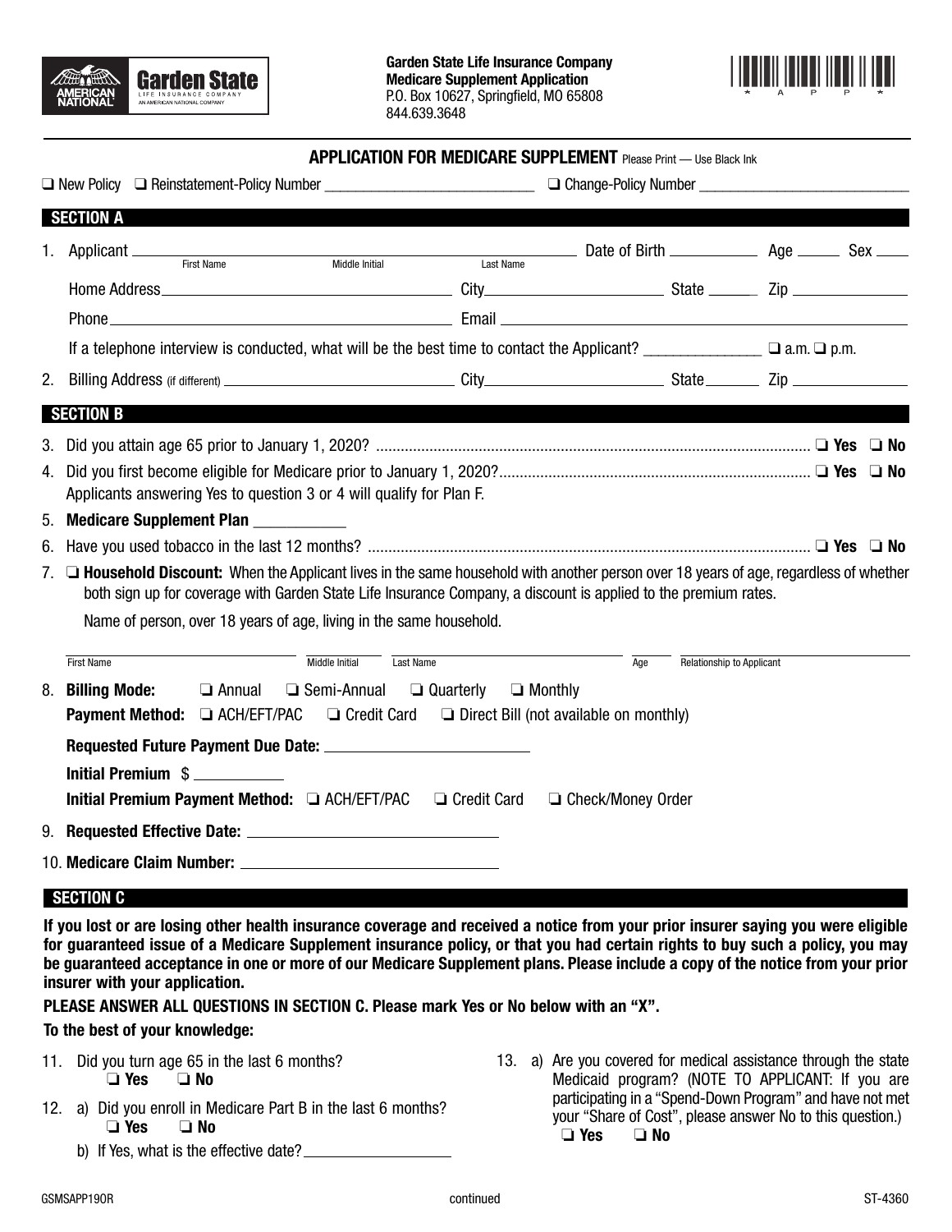**Garden State Life Insurance Company**
**Medicare Supplement Application**
P.O. Box 10627, Springfield, MO 65808
844.639.3648

\*APP\*

## APPLICATION FOR MEDICARE SUPPLEMENT

Please Print — Use Black Ink

❑ New Policy ❑ Reinstatement-Policy Number ____________________ ❑ Change-Policy Number ____________________

## SECTION A

1. Applicant ____________________ (First Name) ________ (Middle Initial) ____________________ (Last Name) Date of Birth __________ Age _____ Sex _____

   Home Address ____________________ City ____________________ State _____ Zip __________

   Phone ____________________ Email ____________________

   If a telephone interview is conducted, what will be the best time to contact the Applicant? __________ ❑ a.m. ❑ p.m.

2. Billing Address (if different) ____________________ City ____________________ State _____ Zip __________

## SECTION B

3. Did you attain age 65 prior to January 1, 2020? ❑ **Yes** ❑ **No**
4. Did you first become eligible for Medicare prior to January 1, 2020? ❑ **Yes** ❑ **No**

   Applicants answering Yes to question 3 or 4 will qualify for Plan F.

5. **Medicare Supplement Plan** __________
6. Have you used tobacco in the last 12 months? ❑ **Yes** ❑ **No**
7. ❑ **Household Discount:** When the Applicant lives in the same household with another person over 18 years of age, regardless of whether both sign up for coverage with Garden State Life Insurance Company, a discount is applied to the premium rates.

   Name of person, over 18 years of age, living in the same household.

   ____________________ (First Name) ________ (Middle Initial) ____________________ (Last Name) _____ (Age) ____________________ (Relationship to Applicant)

8. **Billing Mode:** ❑ Annual ❑ Semi-Annual ❑ Quarterly ❑ Monthly

   **Payment Method:** ❑ ACH/EFT/PAC ❑ Credit Card ❑ Direct Bill (not available on monthly)

   **Requested Future Payment Due Date:** ____________________

   **Initial Premium** $ __________

   **Initial Premium Payment Method:** ❑ ACH/EFT/PAC ❑ Credit Card ❑ Check/Money Order

9. **Requested Effective Date:** ____________________
10. **Medicare Claim Number:** ____________________

## SECTION C

**If you lost or are losing other health insurance coverage and received a notice from your prior insurer saying you were eligible for guaranteed issue of a Medicare Supplement insurance policy, or that you had certain rights to buy such a policy, you may be guaranteed acceptance in one or more of our Medicare Supplement plans. Please include a copy of the notice from your prior insurer with your application.**

**PLEASE ANSWER ALL QUESTIONS IN SECTION C. Please mark Yes or No below with an "X".**

**To the best of your knowledge:**

11. Did you turn age 65 in the last 6 months?
    ❑ **Yes** ❑ **No**
12. a) Did you enroll in Medicare Part B in the last 6 months?
    ❑ **Yes** ❑ **No**

    b) If Yes, what is the effective date? ____________________
13. a) Are you covered for medical assistance through the state Medicaid program? (NOTE TO APPLICANT: If you are participating in a "Spend-Down Program" and have not met your "Share of Cost", please answer No to this question.)
    ❑ **Yes** ❑ **No**

GSMSAPP19OR continued ST-4360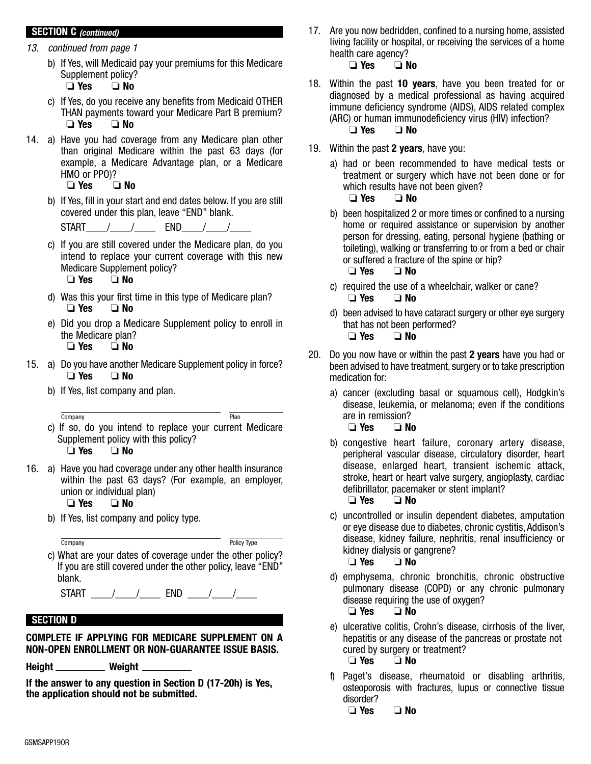## SECTION C *(continued)*

*13. continued from page 1*

b) If Yes, will Medicaid pay your premiums for this Medicare Supplement policy?
❑ **Yes** ❑ **No**

c) If Yes, do you receive any benefits from Medicaid OTHER THAN payments toward your Medicare Part B premium?
❑ **Yes** ❑ **No**

14. a) Have you had coverage from any Medicare plan other than original Medicare within the past 63 days (for example, a Medicare Advantage plan, or a Medicare HMO or PPO)?
❑ **Yes** ❑ **No**

b) If Yes, fill in your start and end dates below. If you are still covered under this plan, leave "END" blank.

START____/____/____ END____/____/____

c) If you are still covered under the Medicare plan, do you intend to replace your current coverage with this new Medicare Supplement policy?
❑ **Yes** ❑ **No**

d) Was this your first time in this type of Medicare plan?
❑ **Yes** ❑ **No**

e) Did you drop a Medicare Supplement policy to enroll in the Medicare plan?
❑ **Yes** ❑ **No**

15. a) Do you have another Medicare Supplement policy in force?
❑ **Yes** ❑ **No**

b) If Yes, list company and plan.

______________________ Company ______ Plan

c) If so, do you intend to replace your current Medicare Supplement policy with this policy?
❑ **Yes** ❑ **No**

16. a) Have you had coverage under any other health insurance within the past 63 days? (For example, an employer, union or individual plan)
❑ **Yes** ❑ **No**

b) If Yes, list company and policy type.

______________________ Company ______ Policy Type

c) What are your dates of coverage under the other policy? If you are still covered under the other policy, leave "END" blank.

START ____/____/____ END ____/____/____

## SECTION D

**COMPLETE IF APPLYING FOR MEDICARE SUPPLEMENT ON A NON-OPEN ENROLLMENT OR NON-GUARANTEE ISSUE BASIS.**

**Height** __________ **Weight** __________

**If the answer to any question in Section D (17-20h) is Yes, the application should not be submitted.**

17. Are you now bedridden, confined to a nursing home, assisted living facility or hospital, or receiving the services of a home health care agency?
❑ **Yes** ❑ **No**

18. Within the past **10 years**, have you been treated for or diagnosed by a medical professional as having acquired immune deficiency syndrome (AIDS), AIDS related complex (ARC) or human immunodeficiency virus (HIV) infection?
❑ **Yes** ❑ **No**

19. Within the past **2 years**, have you:

a) had or been recommended to have medical tests or treatment or surgery which have not been done or for which results have not been given?
❑ **Yes** ❑ **No**

b) been hospitalized 2 or more times or confined to a nursing home or required assistance or supervision by another person for dressing, eating, personal hygiene (bathing or toileting), walking or transferring to or from a bed or chair or suffered a fracture of the spine or hip?
❑ **Yes** ❑ **No**

c) required the use of a wheelchair, walker or cane?
❑ **Yes** ❑ **No**

d) been advised to have cataract surgery or other eye surgery that has not been performed?
❑ **Yes** ❑ **No**

20. Do you now have or within the past **2 years** have you had or been advised to have treatment, surgery or to take prescription medication for:

a) cancer (excluding basal or squamous cell), Hodgkin's disease, leukemia, or melanoma; even if the conditions are in remission?
❑ **Yes** ❑ **No**

b) congestive heart failure, coronary artery disease, peripheral vascular disease, circulatory disorder, heart disease, enlarged heart, transient ischemic attack, stroke, heart or heart valve surgery, angioplasty, cardiac defibrillator, pacemaker or stent implant?
❑ **Yes** ❑ **No**

c) uncontrolled or insulin dependent diabetes, amputation or eye disease due to diabetes, chronic cystitis, Addison's disease, kidney failure, nephritis, renal insufficiency or kidney dialysis or gangrene?
❑ **Yes** ❑ **No**

d) emphysema, chronic bronchitis, chronic obstructive pulmonary disease (COPD) or any chronic pulmonary disease requiring the use of oxygen?
❑ **Yes** ❑ **No**

e) ulcerative colitis, Crohn's disease, cirrhosis of the liver, hepatitis or any disease of the pancreas or prostate not cured by surgery or treatment?
❑ **Yes** ❑ **No**

f) Paget's disease, rheumatoid or disabling arthritis, osteoporosis with fractures, lupus or connective tissue disorder?
❑ **Yes** ❑ **No**

GSMSAPP19OR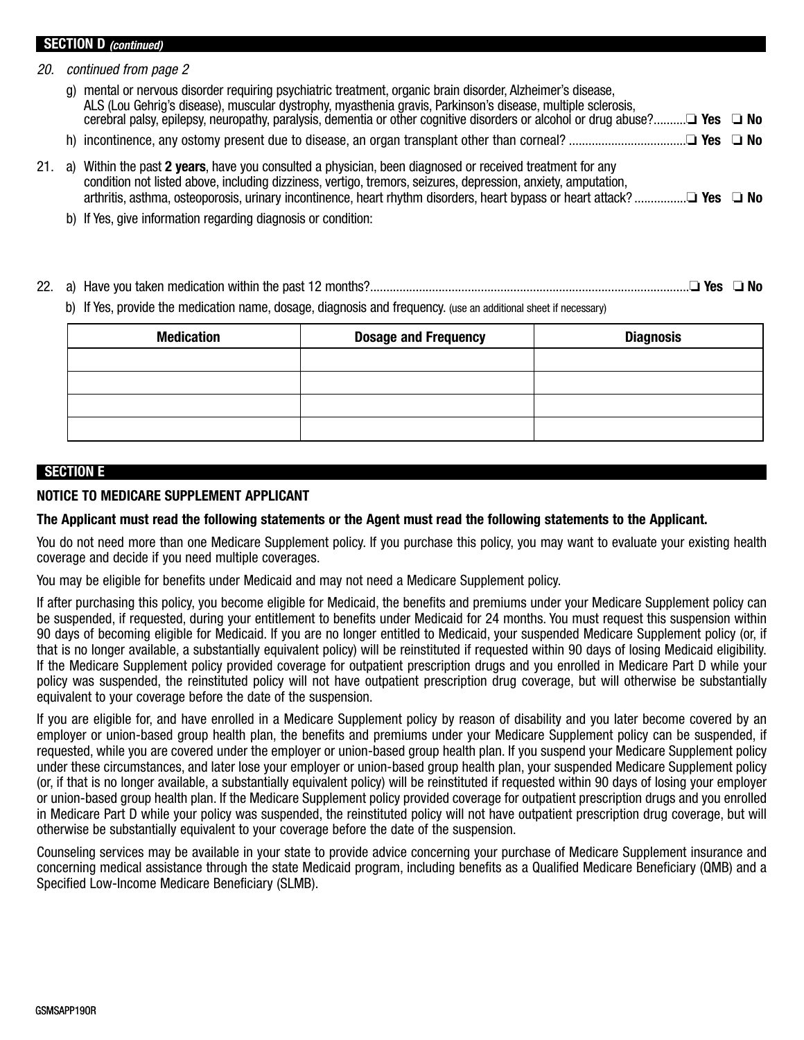## SECTION D *(continued)*

*20. continued from page 2*

g) mental or nervous disorder requiring psychiatric treatment, organic brain disorder, Alzheimer's disease, ALS (Lou Gehrig's disease), muscular dystrophy, myasthenia gravis, Parkinson's disease, multiple sclerosis, cerebral palsy, epilepsy, neuropathy, paralysis, dementia or other cognitive disorders or alcohol or drug abuse?.......... ❑ **Yes** ❑ **No**

h) incontinence, any ostomy present due to disease, an organ transplant other than corneal? .................................... ❑ **Yes** ❑ **No**

21. a) Within the past **2 years**, have you consulted a physician, been diagnosed or received treatment for any condition not listed above, including dizziness, vertigo, tremors, seizures, depression, anxiety, amputation, arthritis, asthma, osteoporosis, urinary incontinence, heart rhythm disorders, heart bypass or heart attack? ................ ❑ **Yes** ❑ **No**

b) If Yes, give information regarding diagnosis or condition:

22. a) Have you taken medication within the past 12 months?................................................................................................ ❑ **Yes** ❑ **No**

b) If Yes, provide the medication name, dosage, diagnosis and frequency. (use an additional sheet if necessary)

| Medication | Dosage and Frequency | Diagnosis |
| --- | --- | --- |
| | | |
| | | |
| | | |
| | | |

## SECTION E

### NOTICE TO MEDICARE SUPPLEMENT APPLICANT

**The Applicant must read the following statements or the Agent must read the following statements to the Applicant.**

You do not need more than one Medicare Supplement policy. If you purchase this policy, you may want to evaluate your existing health coverage and decide if you need multiple coverages.

You may be eligible for benefits under Medicaid and may not need a Medicare Supplement policy.

If after purchasing this policy, you become eligible for Medicaid, the benefits and premiums under your Medicare Supplement policy can be suspended, if requested, during your entitlement to benefits under Medicaid for 24 months. You must request this suspension within 90 days of becoming eligible for Medicaid. If you are no longer entitled to Medicaid, your suspended Medicare Supplement policy (or, if that is no longer available, a substantially equivalent policy) will be reinstituted if requested within 90 days of losing Medicaid eligibility. If the Medicare Supplement policy provided coverage for outpatient prescription drugs and you enrolled in Medicare Part D while your policy was suspended, the reinstituted policy will not have outpatient prescription drug coverage, but will otherwise be substantially equivalent to your coverage before the date of the suspension.

If you are eligible for, and have enrolled in a Medicare Supplement policy by reason of disability and you later become covered by an employer or union-based group health plan, the benefits and premiums under your Medicare Supplement policy can be suspended, if requested, while you are covered under the employer or union-based group health plan. If you suspend your Medicare Supplement policy under these circumstances, and later lose your employer or union-based group health plan, your suspended Medicare Supplement policy (or, if that is no longer available, a substantially equivalent policy) will be reinstituted if requested within 90 days of losing your employer or union-based group health plan. If the Medicare Supplement policy provided coverage for outpatient prescription drugs and you enrolled in Medicare Part D while your policy was suspended, the reinstituted policy will not have outpatient prescription drug coverage, but will otherwise be substantially equivalent to your coverage before the date of the suspension.

Counseling services may be available in your state to provide advice concerning your purchase of Medicare Supplement insurance and concerning medical assistance through the state Medicaid program, including benefits as a Qualified Medicare Beneficiary (QMB) and a Specified Low-Income Medicare Beneficiary (SLMB).

GSMSAPP190R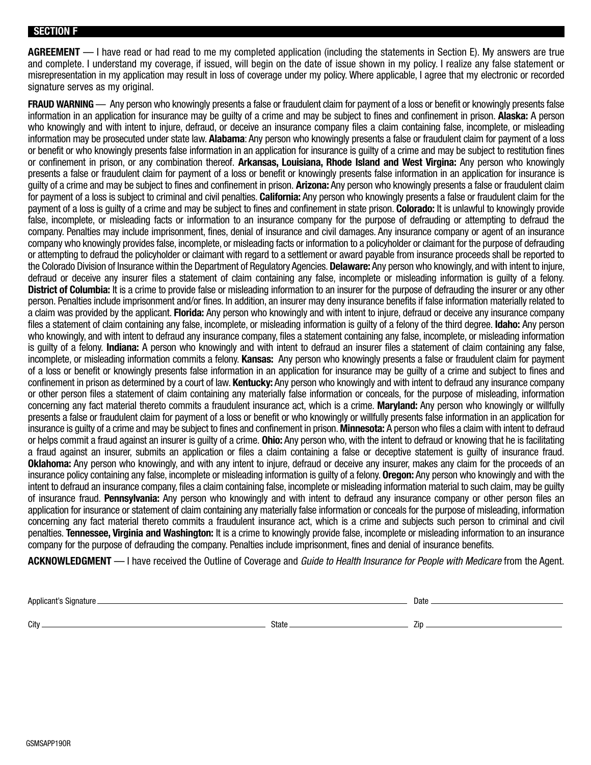## SECTION F

**AGREEMENT** — I have read or had read to me my completed application (including the statements in Section E). My answers are true and complete. I understand my coverage, if issued, will begin on the date of issue shown in my policy. I realize any false statement or misrepresentation in my application may result in loss of coverage under my policy. Where applicable, I agree that my electronic or recorded signature serves as my original.

**FRAUD WARNING** — Any person who knowingly presents a false or fraudulent claim for payment of a loss or benefit or knowingly presents false information in an application for insurance may be guilty of a crime and may be subject to fines and confinement in prison. **Alaska:** A person who knowingly and with intent to injure, defraud, or deceive an insurance company files a claim containing false, incomplete, or misleading information may be prosecuted under state law. **Alabama**: Any person who knowingly presents a false or fraudulent claim for payment of a loss or benefit or who knowingly presents false information in an application for insurance is guilty of a crime and may be subject to restitution fines or confinement in prison, or any combination thereof. **Arkansas, Louisiana, Rhode Island and West Virgina:** Any person who knowingly presents a false or fraudulent claim for payment of a loss or benefit or knowingly presents false information in an application for insurance is guilty of a crime and may be subject to fines and confinement in prison. **Arizona:** Any person who knowingly presents a false or fraudulent claim for payment of a loss is subject to criminal and civil penalties. **California:** Any person who knowingly presents a false or fraudulent claim for the payment of a loss is guilty of a crime and may be subject to fines and confinement in state prison. **Colorado:** It is unlawful to knowingly provide false, incomplete, or misleading facts or information to an insurance company for the purpose of defrauding or attempting to defraud the company. Penalties may include imprisonment, fines, denial of insurance and civil damages. Any insurance company or agent of an insurance company who knowingly provides false, incomplete, or misleading facts or information to a policyholder or claimant for the purpose of defrauding or attempting to defraud the policyholder or claimant with regard to a settlement or award payable from insurance proceeds shall be reported to the Colorado Division of Insurance within the Department of Regulatory Agencies. **Delaware:** Any person who knowingly, and with intent to injure, defraud or deceive any insurer files a statement of claim containing any false, incomplete or misleading information is guilty of a felony. **District of Columbia:** It is a crime to provide false or misleading information to an insurer for the purpose of defrauding the insurer or any other person. Penalties include imprisonment and/or fines. In addition, an insurer may deny insurance benefits if false information materially related to a claim was provided by the applicant. **Florida:** Any person who knowingly and with intent to injure, defraud or deceive any insurance company files a statement of claim containing any false, incomplete, or misleading information is guilty of a felony of the third degree. **Idaho:** Any person who knowingly, and with intent to defraud any insurance company, files a statement containing any false, incomplete, or misleading information is guilty of a felony. **Indiana:** A person who knowingly and with intent to defraud an insurer files a statement of claim containing any false, incomplete, or misleading information commits a felony. **Kansas:** Any person who knowingly presents a false or fraudulent claim for payment of a loss or benefit or knowingly presents false information in an application for insurance may be guilty of a crime and subject to fines and confinement in prison as determined by a court of law. **Kentucky:** Any person who knowingly and with intent to defraud any insurance company or other person files a statement of claim containing any materially false information or conceals, for the purpose of misleading, information concerning any fact material thereto commits a fraudulent insurance act, which is a crime. **Maryland:** Any person who knowingly or willfully presents a false or fraudulent claim for payment of a loss or benefit or who knowingly or willfully presents false information in an application for insurance is guilty of a crime and may be subject to fines and confinement in prison. **Minnesota:** A person who files a claim with intent to defraud or helps commit a fraud against an insurer is guilty of a crime. **Ohio:** Any person who, with the intent to defraud or knowing that he is facilitating a fraud against an insurer, submits an application or files a claim containing a false or deceptive statement is guilty of insurance fraud. **Oklahoma:** Any person who knowingly, and with any intent to injure, defraud or deceive any insurer, makes any claim for the proceeds of an insurance policy containing any false, incomplete or misleading information is guilty of a felony. **Oregon:** Any person who knowingly and with the intent to defraud an insurance company, files a claim containing false, incomplete or misleading information material to such claim, may be guilty of insurance fraud. **Pennsylvania:** Any person who knowingly and with intent to defraud any insurance company or other person files an application for insurance or statement of claim containing any materially false information or conceals for the purpose of misleading, information concerning any fact material thereto commits a fraudulent insurance act, which is a crime and subjects such person to criminal and civil penalties. **Tennessee, Virginia and Washington:** It is a crime to knowingly provide false, incomplete or misleading information to an insurance company for the purpose of defrauding the company. Penalties include imprisonment, fines and denial of insurance benefits.

**ACKNOWLEDGMENT** — I have received the Outline of Coverage and *Guide to Health Insurance for People with Medicare* from the Agent.

Applicant's Signature ______________________________ Date ______________________

City ______________________________ State ______________________ Zip ______________________

GSMSAPP19OR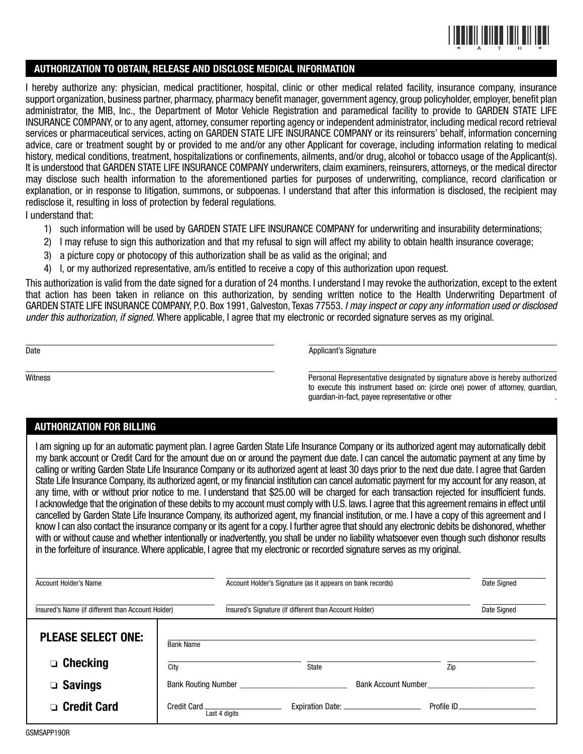## AUTHORIZATION TO OBTAIN, RELEASE AND DISCLOSE MEDICAL INFORMATION

I hereby authorize any: physician, medical practitioner, hospital, clinic or other medical related facility, insurance company, insurance support organization, business partner, pharmacy, pharmacy benefit manager, government agency, group policyholder, employer, benefit plan administrator, the MIB, Inc., the Department of Motor Vehicle Registration and paramedical facility to provide to GARDEN STATE LIFE INSURANCE COMPANY, or to any agent, attorney, consumer reporting agency or independent administrator, including medical record retrieval services or pharmaceutical services, acting on GARDEN STATE LIFE INSURANCE COMPANY or its reinsurers' behalf, information concerning advice, care or treatment sought by or provided to me and/or any other Applicant for coverage, including information relating to medical history, medical conditions, treatment, hospitalizations or confinements, ailments, and/or drug, alcohol or tobacco usage of the Applicant(s). It is understood that GARDEN STATE LIFE INSURANCE COMPANY underwriters, claim examiners, reinsurers, attorneys, or the medical director may disclose such health information to the aforementioned parties for purposes of underwriting, compliance, record clarification or explanation, or in response to litigation, summons, or subpoenas. I understand that after this information is disclosed, the recipient may redisclose it, resulting in loss of protection by federal regulations.

I understand that:

1) such information will be used by GARDEN STATE LIFE INSURANCE COMPANY for underwriting and insurability determinations;
2) I may refuse to sign this authorization and that my refusal to sign will affect my ability to obtain health insurance coverage;
3) a picture copy or photocopy of this authorization shall be as valid as the original; and
4) I, or my authorized representative, am/is entitled to receive a copy of this authorization upon request.

This authorization is valid from the date signed for a duration of 24 months. I understand I may revoke the authorization, except to the extent that action has been taken in reliance on this authorization, by sending written notice to the Health Underwriting Department of GARDEN STATE LIFE INSURANCE COMPANY, P.O. Box 1991, Galveston, Texas 77553. *I may inspect or copy any information used or disclosed under this authorization, if signed.* Where applicable, I agree that my electronic or recorded signature serves as my original.

Date ______________________ Applicant's Signature ______________________

Witness ______________________ Personal Representative designated by signature above is hereby authorized to execute this instrument based on: (circle one) power of attorney, guardian, guardian-in-fact, payee representative or other ______________________.

## AUTHORIZATION FOR BILLING

I am signing up for an automatic payment plan. I agree Garden State Life Insurance Company or its authorized agent may automatically debit my bank account or Credit Card for the amount due on or around the payment due date. I can cancel the automatic payment at any time by calling or writing Garden State Life Insurance Company or its authorized agent at least 30 days prior to the next due date. I agree that Garden State Life Insurance Company, its authorized agent, or my financial institution can cancel automatic payment for my account for any reason, at any time, with or without prior notice to me. I understand that $25.00 will be charged for each transaction rejected for insufficient funds. I acknowledge that the origination of these debits to my account must comply with U.S. laws. I agree that this agreement remains in effect until cancelled by Garden State Life Insurance Company, its authorized agent, my financial institution, or me. I have a copy of this agreement and I know I can also contact the insurance company or its agent for a copy. I further agree that should any electronic debits be dishonored, whether with or without cause and whether intentionally or inadvertently, you shall be under no liability whatsoever even though such dishonor results in the forfeiture of insurance. Where applicable, I agree that my electronic or recorded signature serves as my original.

Account Holder's Name ______________________ Account Holder's Signature (as it appears on bank records) ______________________ Date Signed ______________________

Insured's Name (if different than Account Holder) ______________________ Insured's Signature (if different than Account Holder) ______________________ Date Signed ______________________

**PLEASE SELECT ONE:**

- ❏ **Checking**
- ❏ **Savings**
- ❏ **Credit Card**

Bank Name ______________________

City ______________________ State ______________________ Zip ______________________

Bank Routing Number ______________________ Bank Account Number ______________________

Credit Card ______________________ (Last 4 digits) Expiration Date: ______________________ Profile ID ______________________

GSMSAPP19OR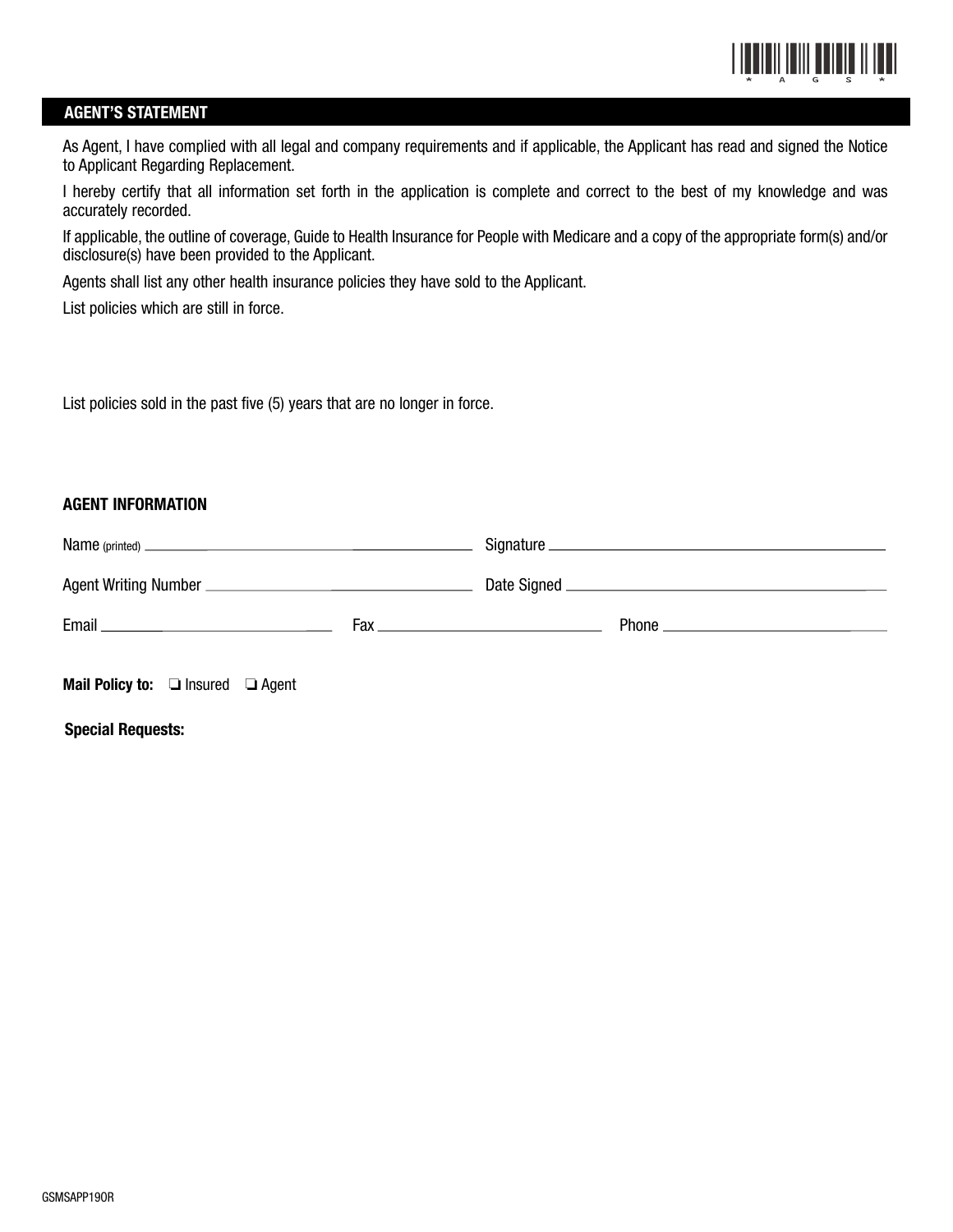## AGENT'S STATEMENT

As Agent, I have complied with all legal and company requirements and if applicable, the Applicant has read and signed the Notice to Applicant Regarding Replacement.

I hereby certify that all information set forth in the application is complete and correct to the best of my knowledge and was accurately recorded.

If applicable, the outline of coverage, Guide to Health Insurance for People with Medicare and a copy of the appropriate form(s) and/or disclosure(s) have been provided to the Applicant.

Agents shall list any other health insurance policies they have sold to the Applicant.

List policies which are still in force.

List policies sold in the past five (5) years that are no longer in force.

### AGENT INFORMATION

Name (printed) ____________________ Signature ____________________

Agent Writing Number ____________________ Date Signed ____________________

Email ____________________ Fax ____________________ Phone ____________________

**Mail Policy to:** ❑ Insured ❑ Agent

**Special Requests:**

GSMSAPP19OR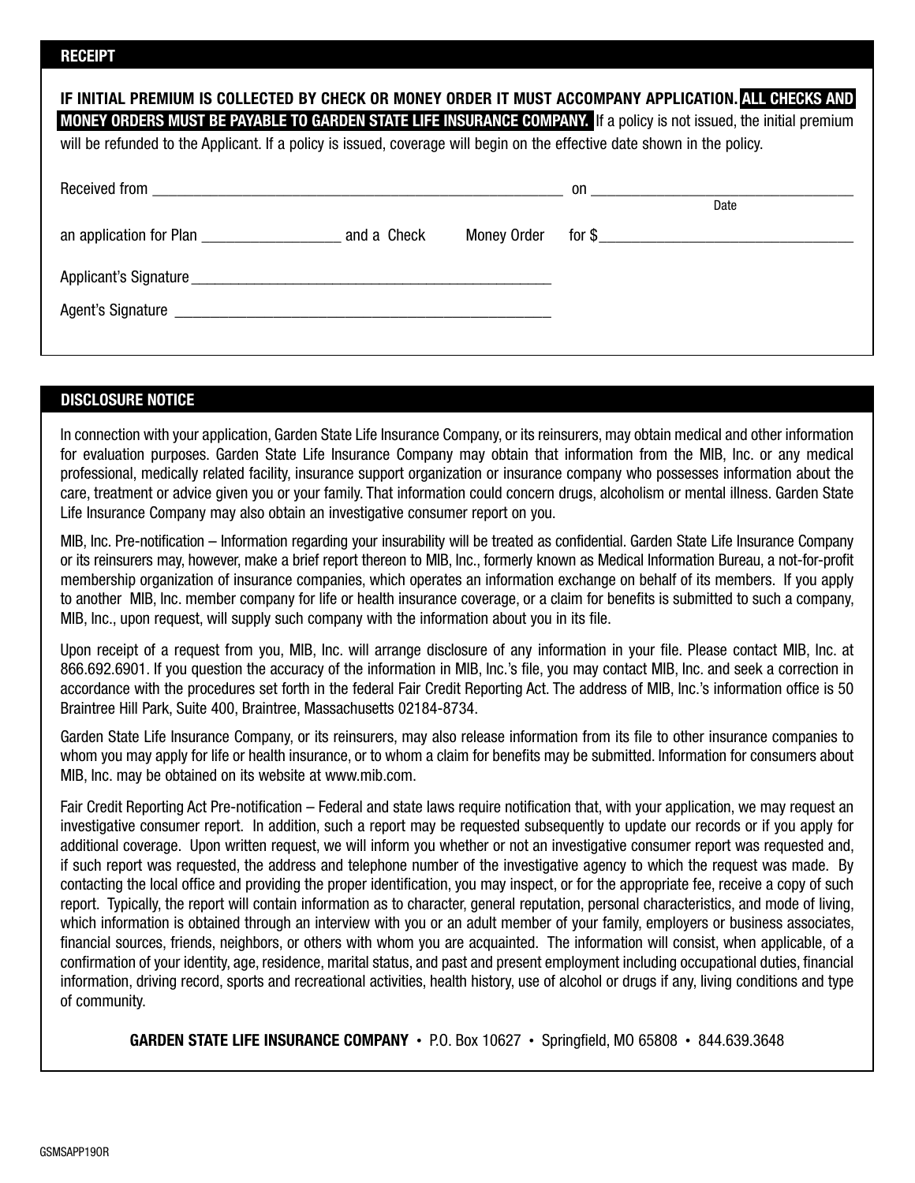## RECEIPT

**IF INITIAL PREMIUM IS COLLECTED BY CHECK OR MONEY ORDER IT MUST ACCOMPANY APPLICATION. ALL CHECKS AND MONEY ORDERS MUST BE PAYABLE TO GARDEN STATE LIFE INSURANCE COMPANY.** If a policy is not issued, the initial premium will be refunded to the Applicant. If a policy is issued, coverage will begin on the effective date shown in the policy.

Received from _______________________________________________ on ______________________________
Date

an application for Plan _______________ and a Check Money Order for $_____________________________

Applicant's Signature ________________________________________

Agent's Signature ________________________________________

## DISCLOSURE NOTICE

In connection with your application, Garden State Life Insurance Company, or its reinsurers, may obtain medical and other information for evaluation purposes. Garden State Life Insurance Company may obtain that information from the MIB, Inc. or any medical professional, medically related facility, insurance support organization or insurance company who possesses information about the care, treatment or advice given you or your family. That information could concern drugs, alcoholism or mental illness. Garden State Life Insurance Company may also obtain an investigative consumer report on you.

MIB, Inc. Pre-notification – Information regarding your insurability will be treated as confidential. Garden State Life Insurance Company or its reinsurers may, however, make a brief report thereon to MIB, Inc., formerly known as Medical Information Bureau, a not-for-profit membership organization of insurance companies, which operates an information exchange on behalf of its members. If you apply to another MIB, Inc. member company for life or health insurance coverage, or a claim for benefits is submitted to such a company, MIB, Inc., upon request, will supply such company with the information about you in its file.

Upon receipt of a request from you, MIB, Inc. will arrange disclosure of any information in your file. Please contact MIB, Inc. at 866.692.6901. If you question the accuracy of the information in MIB, Inc.'s file, you may contact MIB, Inc. and seek a correction in accordance with the procedures set forth in the federal Fair Credit Reporting Act. The address of MIB, Inc.'s information office is 50 Braintree Hill Park, Suite 400, Braintree, Massachusetts 02184-8734.

Garden State Life Insurance Company, or its reinsurers, may also release information from its file to other insurance companies to whom you may apply for life or health insurance, or to whom a claim for benefits may be submitted. Information for consumers about MIB, Inc. may be obtained on its website at www.mib.com.

Fair Credit Reporting Act Pre-notification – Federal and state laws require notification that, with your application, we may request an investigative consumer report. In addition, such a report may be requested subsequently to update our records or if you apply for additional coverage. Upon written request, we will inform you whether or not an investigative consumer report was requested and, if such report was requested, the address and telephone number of the investigative agency to which the request was made. By contacting the local office and providing the proper identification, you may inspect, or for the appropriate fee, receive a copy of such report. Typically, the report will contain information as to character, general reputation, personal characteristics, and mode of living, which information is obtained through an interview with you or an adult member of your family, employers or business associates, financial sources, friends, neighbors, or others with whom you are acquainted. The information will consist, when applicable, of a confirmation of your identity, age, residence, marital status, and past and present employment including occupational duties, financial information, driving record, sports and recreational activities, health history, use of alcohol or drugs if any, living conditions and type of community.

**GARDEN STATE LIFE INSURANCE COMPANY** • P.O. Box 10627 • Springfield, MO 65808 • 844.639.3648

GSMSAPP19OR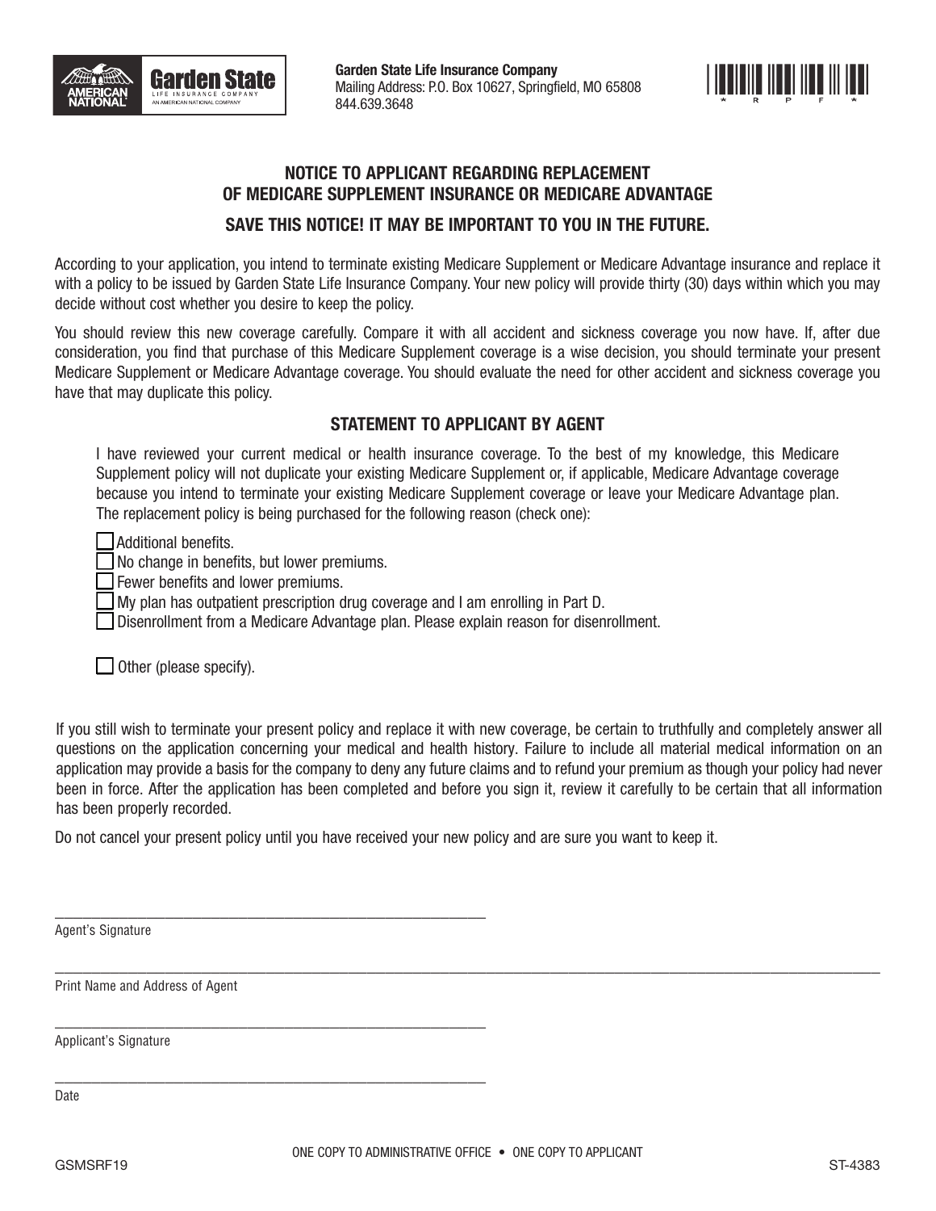**Garden State Life Insurance Company**
Mailing Address: P.O. Box 10627, Springfield, MO 65808
844.639.3648

## NOTICE TO APPLICANT REGARDING REPLACEMENT OF MEDICARE SUPPLEMENT INSURANCE OR MEDICARE ADVANTAGE

### SAVE THIS NOTICE! IT MAY BE IMPORTANT TO YOU IN THE FUTURE.

According to your application, you intend to terminate existing Medicare Supplement or Medicare Advantage insurance and replace it with a policy to be issued by Garden State Life Insurance Company. Your new policy will provide thirty (30) days within which you may decide without cost whether you desire to keep the policy.

You should review this new coverage carefully. Compare it with all accident and sickness coverage you now have. If, after due consideration, you find that purchase of this Medicare Supplement coverage is a wise decision, you should terminate your present Medicare Supplement or Medicare Advantage coverage. You should evaluate the need for other accident and sickness coverage you have that may duplicate this policy.

### STATEMENT TO APPLICANT BY AGENT

I have reviewed your current medical or health insurance coverage. To the best of my knowledge, this Medicare Supplement policy will not duplicate your existing Medicare Supplement or, if applicable, Medicare Advantage coverage because you intend to terminate your existing Medicare Supplement coverage or leave your Medicare Advantage plan. The replacement policy is being purchased for the following reason (check one):

- ☐ Additional benefits.
- ☐ No change in benefits, but lower premiums.
- ☐ Fewer benefits and lower premiums.
- ☐ My plan has outpatient prescription drug coverage and I am enrolling in Part D.
- ☐ Disenrollment from a Medicare Advantage plan. Please explain reason for disenrollment.

- ☐ Other (please specify).

If you still wish to terminate your present policy and replace it with new coverage, be certain to truthfully and completely answer all questions on the application concerning your medical and health history. Failure to include all material medical information on an application may provide a basis for the company to deny any future claims and to refund your premium as though your policy had never been in force. After the application has been completed and before you sign it, review it carefully to be certain that all information has been properly recorded.

Do not cancel your present policy until you have received your new policy and are sure you want to keep it.

______________________________
Agent's Signature

______________________________
Print Name and Address of Agent

______________________________
Applicant's Signature

______________________________
Date

ONE COPY TO ADMINISTRATIVE OFFICE • ONE COPY TO APPLICANT

GSMSRF19 ST-4383